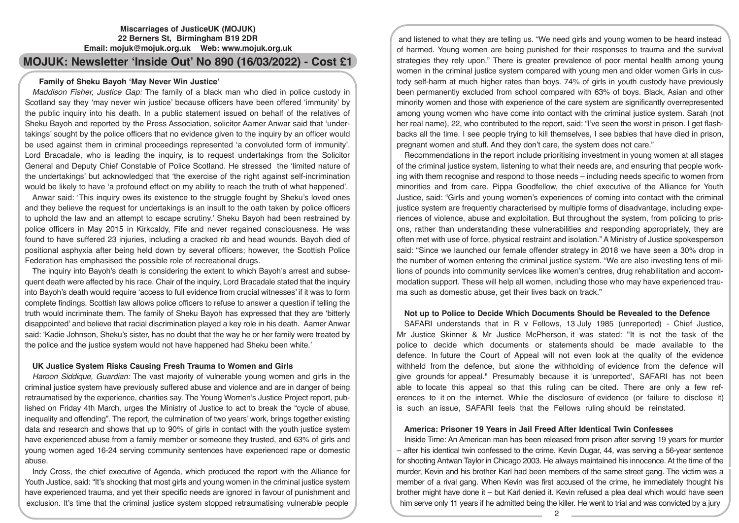**Miscarriages of JusticeUK (MOJUK)**
**22 Berners St, Birmingham B19 2DR**
**Email: mojuk@mojuk.org.uk Web: www.mojuk.org.uk**

# MOJUK: Newsletter 'Inside Out' No 890 (16/03/2022) - Cost £1

## Family of Sheku Bayoh 'May Never Win Justice'

*Maddison Fisher, Justice Gap:* The family of a black man who died in police custody in Scotland say they 'may never win justice' because officers have been offered 'immunity' by the public inquiry into his death. In a public statement issued on behalf of the relatives of Sheku Bayoh and reported by the Press Association, solicitor Aamer Anwar said that 'undertakings' sought by the police officers that no evidence given to the inquiry by an officer would be used against them in criminal proceedings represented 'a convoluted form of immunity'. Lord Bracadale, who is leading the inquiry, is to request undertakings from the Solicitor General and Deputy Chief Constable of Police Scotland. He stressed the 'limited nature of the undertakings' but acknowledged that 'the exercise of the right against self-incrimination would be likely to have 'a profound effect on my ability to reach the truth of what happened'.

Anwar said: 'This inquiry owes its existence to the struggle fought by Sheku's loved ones and they believe the request for undertakings is an insult to the oath taken by police officers to uphold the law and an attempt to escape scrutiny.' Sheku Bayoh had been restrained by police officers in May 2015 in Kirkcaldy, Fife and never regained consciousness. He was found to have suffered 23 injuries, including a cracked rib and head wounds. Bayoh died of positional asphyxia after being held down by several officers; however, the Scottish Police Federation has emphasised the possible role of recreational drugs.

The inquiry into Bayoh's death is considering the extent to which Bayoh's arrest and subsequent death were affected by his race. Chair of the inquiry, Lord Bracadale stated that the inquiry into Bayoh's death would require 'access to full evidence from crucial witnesses' if it was to form complete findings. Scottish law allows police officers to refuse to answer a question if telling the truth would incriminate them. The family of Sheku Bayoh has expressed that they are 'bitterly disappointed' and believe that racial discrimination played a key role in his death. Aamer Anwar said: 'Kadie Johnson, Sheku's sister, has no doubt that the way he or her family were treated by the police and the justice system would not have happened had Sheku been white.'

## UK Justice System Risks Causing Fresh Trauma to Women and Girls

*Haroon Siddique, Guardian:* The vast majority of vulnerable young women and girls in the criminal justice system have previously suffered abuse and violence and are in danger of being retraumatised by the experience, charities say. The Young Women's Justice Project report, published on Friday 4th March, urges the Ministry of Justice to act to break the "cycle of abuse, inequality and offending". The report, the culmination of two years' work, brings together existing data and research and shows that up to 90% of girls in contact with the youth justice system have experienced abuse from a family member or someone they trusted, and 63% of girls and young women aged 16-24 serving community sentences have experienced rape or domestic abuse.

Indy Cross, the chief executive of Agenda, which produced the report with the Alliance for Youth Justice, said: "It's shocking that most girls and young women in the criminal justice system have experienced trauma, and yet their specific needs are ignored in favour of punishment and exclusion. It's time that the criminal justice system stopped retraumatising vulnerable people and listened to what they are telling us. "We need girls and young women to be heard instead of harmed. Young women are being punished for their responses to trauma and the survival strategies they rely upon." There is greater prevalence of poor mental health among young women in the criminal justice system compared with young men and older women Girls in custody self-harm at much higher rates than boys. 74% of girls in youth custody have previously been permanently excluded from school compared with 63% of boys. Black, Asian and other minority women and those with experience of the care system are significantly overrepresented among young women who have come into contact with the criminal justice system. Sarah (not her real name), 22, who contributed to the report, said: "I've seen the worst in prison. I get flashbacks all the time. I see people trying to kill themselves, I see babies that have died in prison, pregnant women and stuff. And they don't care, the system does not care."

Recommendations in the report include prioritising investment in young women at all stages of the criminal justice system, listening to what their needs are, and ensuring that people working with them recognise and respond to those needs – including needs specific to women from minorities and from care. Pippa Goodfellow, the chief executive of the Alliance for Youth Justice, said: "Girls and young women's experiences of coming into contact with the criminal justice system are frequently characterised by multiple forms of disadvantage, including experiences of violence, abuse and exploitation. But throughout the system, from policing to prisons, rather than understanding these vulnerabilities and responding appropriately, they are often met with use of force, physical restraint and isolation." A Ministry of Justice spokesperson said: "Since we launched our female offender strategy in 2018 we have seen a 30% drop in the number of women entering the criminal justice system. "We are also investing tens of millions of pounds into community services like women's centres, drug rehabilitation and accommodation support. These will help all women, including those who may have experienced trauma such as domestic abuse, get their lives back on track."

## Not up to Police to Decide Which Documents Should be Revealed to the Defence

SAFARI understands that in R v Fellows, 13 July 1985 (unreported) - Chief Justice, Mr Justice Skinner & Mr Justice McPherson, it was stated: "It is not the task of the police to decide which documents or statements should be made available to the defence. In future the Court of Appeal will not even look at the quality of the evidence withheld from the defence, but alone the withholding of evidence from the defence will give grounds for appeal." Presumably because it is 'unreported', SAFARI has not been able to locate this appeal so that this ruling can be cited. There are only a few references to it on the internet. While the disclosure of evidence (or failure to disclose it) is such an issue, SAFARI feels that the Fellows ruling should be reinstated.

## America: Prisoner 19 Years in Jail Freed After Identical Twin Confesses

Iniside Time: An American man has been released from prison after serving 19 years for murder – after his identical twin confessed to the crime. Kevin Dugar, 44, was serving a 56-year sentence for shooting Antwan Taylor in Chicago 2003. He always maintained his innocence. At the time of the murder, Kevin and his brother Karl had been members of the same street gang. The victim was a member of a rival gang. When Kevin was first accused of the crime, he immediately thought his brother might have done it – but Karl denied it. Kevin refused a plea deal which would have seen him serve only 11 years if he admitted being the killer. He went to trial and was convicted by a jury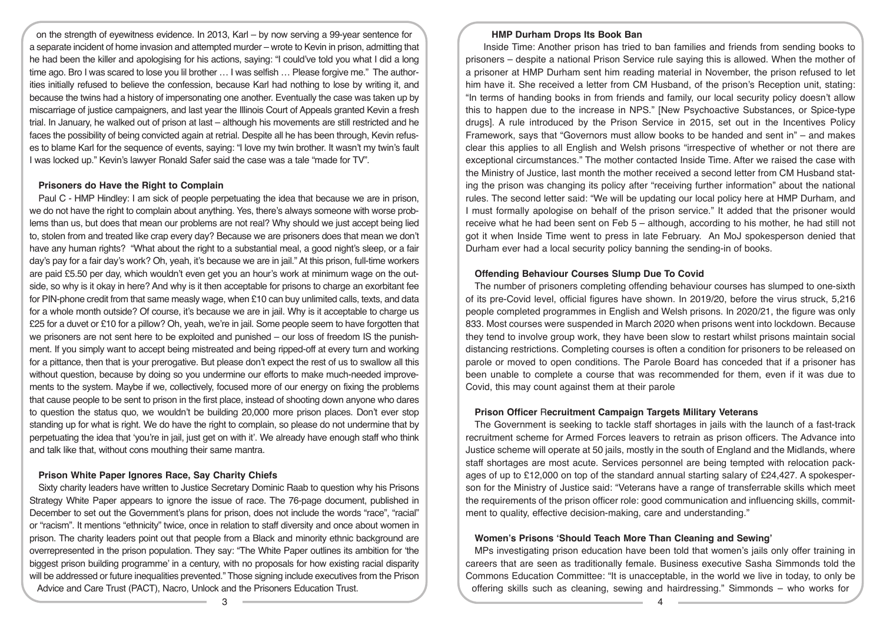on the strength of eyewitness evidence. In 2013, Karl – by now serving a 99-year sentence for a separate incident of home invasion and attempted murder – wrote to Kevin in prison, admitting that he had been the killer and apologising for his actions, saying: "I could've told you what I did a long time ago. Bro I was scared to lose you lil brother … I was selfish … Please forgive me." The authorities initially refused to believe the confession, because Karl had nothing to lose by writing it, and because the twins had a history of impersonating one another. Eventually the case was taken up by miscarriage of justice campaigners, and last year the Illinois Court of Appeals granted Kevin a fresh trial. In January, he walked out of prison at last – although his movements are still restricted and he faces the possibility of being convicted again at retrial. Despite all he has been through, Kevin refuses to blame Karl for the sequence of events, saying: "I love my twin brother. It wasn't my twin's fault I was locked up." Kevin's lawyer Ronald Safer said the case was a tale "made for TV".

### Prisoners do Have the Right to Complain

Paul C - HMP Hindley: I am sick of people perpetuating the idea that because we are in prison, we do not have the right to complain about anything. Yes, there's always someone with worse problems than us, but does that mean our problems are not real? Why should we just accept being lied to, stolen from and treated like crap every day? Because we are prisoners does that mean we don't have any human rights? "What about the right to a substantial meal, a good night's sleep, or a fair day's pay for a fair day's work? Oh, yeah, it's because we are in jail." At this prison, full-time workers are paid £5.50 per day, which wouldn't even get you an hour's work at minimum wage on the outside, so why is it okay in here? And why is it then acceptable for prisons to charge an exorbitant fee for PIN-phone credit from that same measly wage, when £10 can buy unlimited calls, texts, and data for a whole month outside? Of course, it's because we are in jail. Why is it acceptable to charge us £25 for a duvet or £10 for a pillow? Oh, yeah, we're in jail. Some people seem to have forgotten that we prisoners are not sent here to be exploited and punished – our loss of freedom IS the punishment. If you simply want to accept being mistreated and being ripped-off at every turn and working for a pittance, then that is your prerogative. But please don't expect the rest of us to swallow all this without question, because by doing so you undermine our efforts to make much-needed improvements to the system. Maybe if we, collectively, focused more of our energy on fixing the problems that cause people to be sent to prison in the first place, instead of shooting down anyone who dares to question the status quo, we wouldn't be building 20,000 more prison places. Don't ever stop standing up for what is right. We do have the right to complain, so please do not undermine that by perpetuating the idea that 'you're in jail, just get on with it'. We already have enough staff who think and talk like that, without cons mouthing their same mantra.

### Prison White Paper Ignores Race, Say Charity Chiefs

Sixty charity leaders have written to Justice Secretary Dominic Raab to question why his Prisons Strategy White Paper appears to ignore the issue of race. The 76-page document, published in December to set out the Government's plans for prison, does not include the words "race", "racial" or "racism". It mentions "ethnicity" twice, once in relation to staff diversity and once about women in prison. The charity leaders point out that people from a Black and minority ethnic background are overrepresented in the prison population. They say: "The White Paper outlines its ambition for 'the biggest prison building programme' in a century, with no proposals for how existing racial disparity will be addressed or future inequalities prevented." Those signing include executives from the Prison Advice and Care Trust (PACT), Nacro, Unlock and the Prisoners Education Trust.

### HMP Durham Drops Its Book Ban

Inside Time: Another prison has tried to ban families and friends from sending books to prisoners – despite a national Prison Service rule saying this is allowed. When the mother of a prisoner at HMP Durham sent him reading material in November, the prison refused to let him have it. She received a letter from CM Husband, of the prison's Reception unit, stating: "In terms of handing books in from friends and family, our local security policy doesn't allow this to happen due to the increase in NPS." [New Psychoactive Substances, or Spice-type drugs]. A rule introduced by the Prison Service in 2015, set out in the Incentives Policy Framework, says that "Governors must allow books to be handed and sent in" – and makes clear this applies to all English and Welsh prisons "irrespective of whether or not there are exceptional circumstances." The mother contacted Inside Time. After we raised the case with the Ministry of Justice, last month the mother received a second letter from CM Husband stating the prison was changing its policy after "receiving further information" about the national rules. The second letter said: "We will be updating our local policy here at HMP Durham, and I must formally apologise on behalf of the prison service." It added that the prisoner would receive what he had been sent on Feb 5 – although, according to his mother, he had still not got it when Inside Time went to press in late February. An MoJ spokesperson denied that Durham ever had a local security policy banning the sending-in of books.

### Offending Behaviour Courses Slump Due To Covid

The number of prisoners completing offending behaviour courses has slumped to one-sixth of its pre-Covid level, official figures have shown. In 2019/20, before the virus struck, 5,216 people completed programmes in English and Welsh prisons. In 2020/21, the figure was only 833. Most courses were suspended in March 2020 when prisons went into lockdown. Because they tend to involve group work, they have been slow to restart whilst prisons maintain social distancing restrictions. Completing courses is often a condition for prisoners to be released on parole or moved to open conditions. The Parole Board has conceded that if a prisoner has been unable to complete a course that was recommended for them, even if it was due to Covid, this may count against them at their parole

### Prison Officer Recruitment Campaign Targets Military Veterans

The Government is seeking to tackle staff shortages in jails with the launch of a fast-track recruitment scheme for Armed Forces leavers to retrain as prison officers. The Advance into Justice scheme will operate at 50 jails, mostly in the south of England and the Midlands, where staff shortages are most acute. Services personnel are being tempted with relocation packages of up to £12,000 on top of the standard annual starting salary of £24,427. A spokesperson for the Ministry of Justice said: "Veterans have a range of transferrable skills which meet the requirements of the prison officer role: good communication and influencing skills, commitment to quality, effective decision-making, care and understanding."

### Women's Prisons 'Should Teach More Than Cleaning and Sewing'

MPs investigating prison education have been told that women's jails only offer training in careers that are seen as traditionally female. Business executive Sasha Simmonds told the Commons Education Committee: "It is unacceptable, in the world we live in today, to only be offering skills such as cleaning, sewing and hairdressing." Simmonds – who works for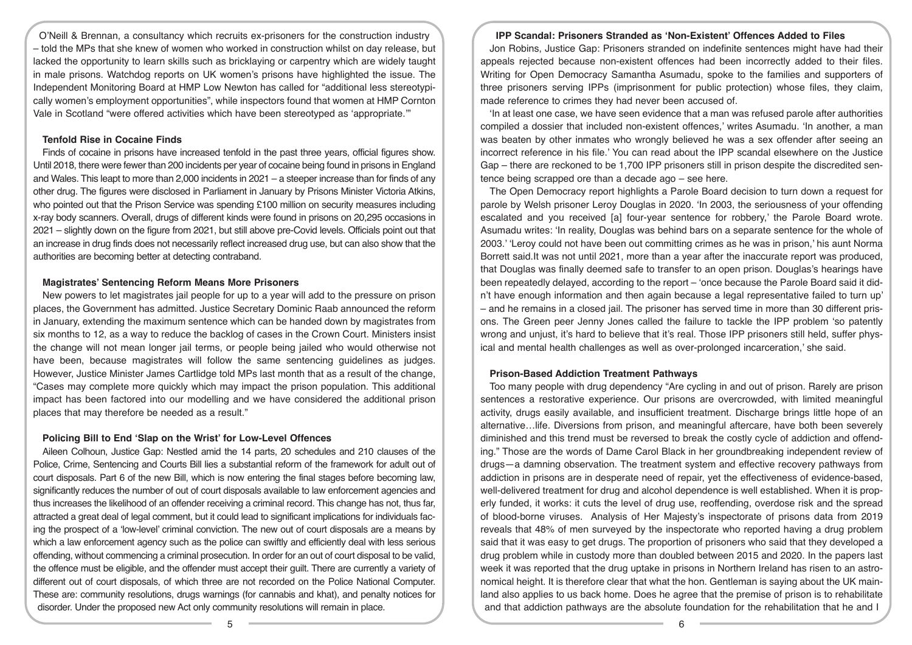O'Neill & Brennan, a consultancy which recruits ex-prisoners for the construction industry – told the MPs that she knew of women who worked in construction whilst on day release, but lacked the opportunity to learn skills such as bricklaying or carpentry which are widely taught in male prisons. Watchdog reports on UK women's prisons have highlighted the issue. The Independent Monitoring Board at HMP Low Newton has called for "additional less stereotypically women's employment opportunities", while inspectors found that women at HMP Cornton Vale in Scotland "were offered activities which have been stereotyped as 'appropriate.'"

**Tenfold Rise in Cocaine Finds**

Finds of cocaine in prisons have increased tenfold in the past three years, official figures show. Until 2018, there were fewer than 200 incidents per year of cocaine being found in prisons in England and Wales. This leapt to more than 2,000 incidents in 2021 – a steeper increase than for finds of any other drug. The figures were disclosed in Parliament in January by Prisons Minister Victoria Atkins, who pointed out that the Prison Service was spending £100 million on security measures including x-ray body scanners. Overall, drugs of different kinds were found in prisons on 20,295 occasions in 2021 – slightly down on the figure from 2021, but still above pre-Covid levels. Officials point out that an increase in drug finds does not necessarily reflect increased drug use, but can also show that the authorities are becoming better at detecting contraband.

**Magistrates' Sentencing Reform Means More Prisoners**

New powers to let magistrates jail people for up to a year will add to the pressure on prison places, the Government has admitted. Justice Secretary Dominic Raab announced the reform in January, extending the maximum sentence which can be handed down by magistrates from six months to 12, as a way to reduce the backlog of cases in the Crown Court. Ministers insist the change will not mean longer jail terms, or people being jailed who would otherwise not have been, because magistrates will follow the same sentencing guidelines as judges. However, Justice Minister James Cartlidge told MPs last month that as a result of the change, "Cases may complete more quickly which may impact the prison population. This additional impact has been factored into our modelling and we have considered the additional prison places that may therefore be needed as a result."

**Policing Bill to End 'Slap on the Wrist' for Low-Level Offences**

Aileen Colhoun, Justice Gap: Nestled amid the 14 parts, 20 schedules and 210 clauses of the Police, Crime, Sentencing and Courts Bill lies a substantial reform of the framework for adult out of court disposals. Part 6 of the new Bill, which is now entering the final stages before becoming law, significantly reduces the number of out of court disposals available to law enforcement agencies and thus increases the likelihood of an offender receiving a criminal record. This change has not, thus far, attracted a great deal of legal comment, but it could lead to significant implications for individuals facing the prospect of a 'low-level' criminal conviction. The new out of court disposals are a means by which a law enforcement agency such as the police can swiftly and efficiently deal with less serious offending, without commencing a criminal prosecution. In order for an out of court disposal to be valid, the offence must be eligible, and the offender must accept their guilt. There are currently a variety of different out of court disposals, of which three are not recorded on the Police National Computer. These are: community resolutions, drugs warnings (for cannabis and khat), and penalty notices for disorder. Under the proposed new Act only community resolutions will remain in place.

**IPP Scandal: Prisoners Stranded as 'Non-Existent' Offences Added to Files**

Jon Robins, Justice Gap: Prisoners stranded on indefinite sentences might have had their appeals rejected because non-existent offences had been incorrectly added to their files. Writing for Open Democracy Samantha Asumadu, spoke to the families and supporters of three prisoners serving IPPs (imprisonment for public protection) whose files, they claim, made reference to crimes they had never been accused of.

'In at least one case, we have seen evidence that a man was refused parole after authorities compiled a dossier that included non-existent offences,' writes Asumadu. 'In another, a man was beaten by other inmates who wrongly believed he was a sex offender after seeing an incorrect reference in his file.' You can read about the IPP scandal elsewhere on the Justice Gap – there are reckoned to be 1,700 IPP prisoners still in prison despite the discredited sentence being scrapped ore than a decade ago – see here.

The Open Democracy report highlights a Parole Board decision to turn down a request for parole by Welsh prisoner Leroy Douglas in 2020. 'In 2003, the seriousness of your offending escalated and you received [a] four-year sentence for robbery,' the Parole Board wrote. Asumadu writes: 'In reality, Douglas was behind bars on a separate sentence for the whole of 2003.' 'Leroy could not have been out committing crimes as he was in prison,' his aunt Norma Borrett said.It was not until 2021, more than a year after the inaccurate report was produced, that Douglas was finally deemed safe to transfer to an open prison. Douglas's hearings have been repeatedly delayed, according to the report – 'once because the Parole Board said it didn't have enough information and then again because a legal representative failed to turn up' – and he remains in a closed jail. The prisoner has served time in more than 30 different prisons. The Green peer Jenny Jones called the failure to tackle the IPP problem 'so patently wrong and unjust, it's hard to believe that it's real. Those IPP prisoners still held, suffer physical and mental health challenges as well as over-prolonged incarceration,' she said.

**Prison-Based Addiction Treatment Pathways**

Too many people with drug dependency "Are cycling in and out of prison. Rarely are prison sentences a restorative experience. Our prisons are overcrowded, with limited meaningful activity, drugs easily available, and insufficient treatment. Discharge brings little hope of an alternative…life. Diversions from prison, and meaningful aftercare, have both been severely diminished and this trend must be reversed to break the costly cycle of addiction and offending." Those are the words of Dame Carol Black in her groundbreaking independent review of drugs—a damning observation. The treatment system and effective recovery pathways from addiction in prisons are in desperate need of repair, yet the effectiveness of evidence-based, well-delivered treatment for drug and alcohol dependence is well established. When it is properly funded, it works: it cuts the level of drug use, reoffending, overdose risk and the spread of blood-borne viruses. Analysis of Her Majesty's inspectorate of prisons data from 2019 reveals that 48% of men surveyed by the inspectorate who reported having a drug problem said that it was easy to get drugs. The proportion of prisoners who said that they developed a drug problem while in custody more than doubled between 2015 and 2020. In the papers last week it was reported that the drug uptake in prisons in Northern Ireland has risen to an astronomical height. It is therefore clear that what the hon. Gentleman is saying about the UK mainland also applies to us back home. Does he agree that the premise of prison is to rehabilitate and that addiction pathways are the absolute foundation for the rehabilitation that he and I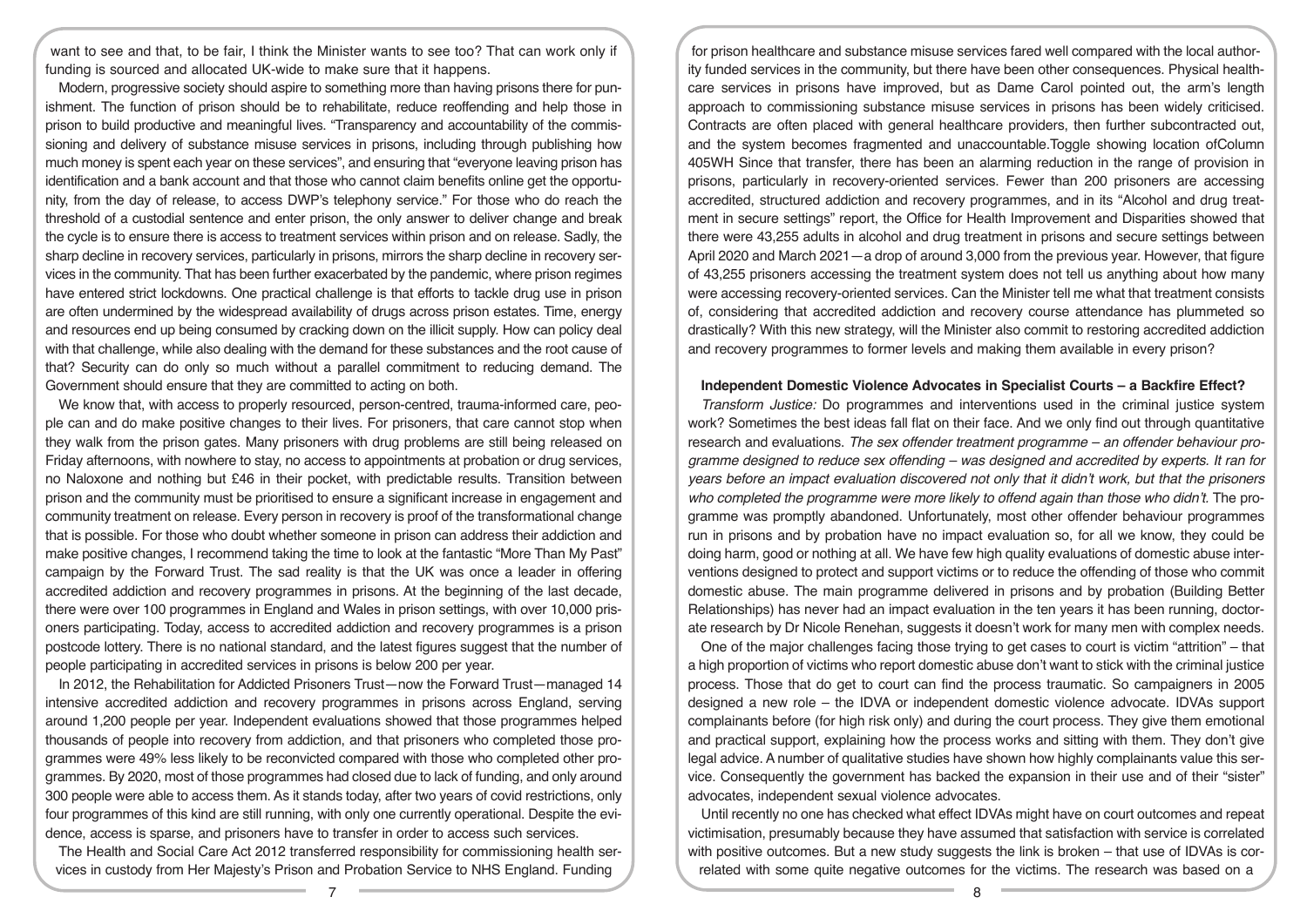want to see and that, to be fair, I think the Minister wants to see too? That can work only if funding is sourced and allocated UK-wide to make sure that it happens.

Modern, progressive society should aspire to something more than having prisons there for punishment. The function of prison should be to rehabilitate, reduce reoffending and help those in prison to build productive and meaningful lives. "Transparency and accountability of the commissioning and delivery of substance misuse services in prisons, including through publishing how much money is spent each year on these services", and ensuring that "everyone leaving prison has identification and a bank account and that those who cannot claim benefits online get the opportunity, from the day of release, to access DWP's telephony service." For those who do reach the threshold of a custodial sentence and enter prison, the only answer to deliver change and break the cycle is to ensure there is access to treatment services within prison and on release. Sadly, the sharp decline in recovery services, particularly in prisons, mirrors the sharp decline in recovery services in the community. That has been further exacerbated by the pandemic, where prison regimes have entered strict lockdowns. One practical challenge is that efforts to tackle drug use in prison are often undermined by the widespread availability of drugs across prison estates. Time, energy and resources end up being consumed by cracking down on the illicit supply. How can policy deal with that challenge, while also dealing with the demand for these substances and the root cause of that? Security can do only so much without a parallel commitment to reducing demand. The Government should ensure that they are committed to acting on both.

We know that, with access to properly resourced, person-centred, trauma-informed care, people can and do make positive changes to their lives. For prisoners, that care cannot stop when they walk from the prison gates. Many prisoners with drug problems are still being released on Friday afternoons, with nowhere to stay, no access to appointments at probation or drug services, no Naloxone and nothing but £46 in their pocket, with predictable results. Transition between prison and the community must be prioritised to ensure a significant increase in engagement and community treatment on release. Every person in recovery is proof of the transformational change that is possible. For those who doubt whether someone in prison can address their addiction and make positive changes, I recommend taking the time to look at the fantastic "More Than My Past" campaign by the Forward Trust. The sad reality is that the UK was once a leader in offering accredited addiction and recovery programmes in prisons. At the beginning of the last decade, there were over 100 programmes in England and Wales in prison settings, with over 10,000 prisoners participating. Today, access to accredited addiction and recovery programmes is a prison postcode lottery. There is no national standard, and the latest figures suggest that the number of people participating in accredited services in prisons is below 200 per year.

In 2012, the Rehabilitation for Addicted Prisoners Trust—now the Forward Trust—managed 14 intensive accredited addiction and recovery programmes in prisons across England, serving around 1,200 people per year. Independent evaluations showed that those programmes helped thousands of people into recovery from addiction, and that prisoners who completed those programmes were 49% less likely to be reconvicted compared with those who completed other programmes. By 2020, most of those programmes had closed due to lack of funding, and only around 300 people were able to access them. As it stands today, after two years of covid restrictions, only four programmes of this kind are still running, with only one currently operational. Despite the evidence, access is sparse, and prisoners have to transfer in order to access such services.

The Health and Social Care Act 2012 transferred responsibility for commissioning health services in custody from Her Majesty's Prison and Probation Service to NHS England. Funding for prison healthcare and substance misuse services fared well compared with the local authority funded services in the community, but there have been other consequences. Physical healthcare services in prisons have improved, but as Dame Carol pointed out, the arm's length approach to commissioning substance misuse services in prisons has been widely criticised. Contracts are often placed with general healthcare providers, then further subcontracted out, and the system becomes fragmented and unaccountable.Toggle showing location ofColumn 405WH Since that transfer, there has been an alarming reduction in the range of provision in prisons, particularly in recovery-oriented services. Fewer than 200 prisoners are accessing accredited, structured addiction and recovery programmes, and in its "Alcohol and drug treatment in secure settings" report, the Office for Health Improvement and Disparities showed that there were 43,255 adults in alcohol and drug treatment in prisons and secure settings between April 2020 and March 2021—a drop of around 3,000 from the previous year. However, that figure of 43,255 prisoners accessing the treatment system does not tell us anything about how many were accessing recovery-oriented services. Can the Minister tell me what that treatment consists of, considering that accredited addiction and recovery course attendance has plummeted so drastically? With this new strategy, will the Minister also commit to restoring accredited addiction and recovery programmes to former levels and making them available in every prison?

**Independent Domestic Violence Advocates in Specialist Courts – a Backfire Effect?**

*Transform Justice:* Do programmes and interventions used in the criminal justice system work? Sometimes the best ideas fall flat on their face. And we only find out through quantitative research and evaluations. *The sex offender treatment programme – an offender behaviour programme designed to reduce sex offending – was designed and accredited by experts. It ran for years before an impact evaluation discovered not only that it didn't work, but that the prisoners who completed the programme were more likely to offend again than those who didn't.* The programme was promptly abandoned. Unfortunately, most other offender behaviour programmes run in prisons and by probation have no impact evaluation so, for all we know, they could be doing harm, good or nothing at all. We have few high quality evaluations of domestic abuse interventions designed to protect and support victims or to reduce the offending of those who commit domestic abuse. The main programme delivered in prisons and by probation (Building Better Relationships) has never had an impact evaluation in the ten years it has been running, doctorate research by Dr Nicole Renehan, suggests it doesn't work for many men with complex needs.

One of the major challenges facing those trying to get cases to court is victim "attrition" – that a high proportion of victims who report domestic abuse don't want to stick with the criminal justice process. Those that do get to court can find the process traumatic. So campaigners in 2005 designed a new role – the IDVA or independent domestic violence advocate. IDVAs support complainants before (for high risk only) and during the court process. They give them emotional and practical support, explaining how the process works and sitting with them. They don't give legal advice. A number of qualitative studies have shown how highly complainants value this service. Consequently the government has backed the expansion in their use and of their "sister" advocates, independent sexual violence advocates.

Until recently no one has checked what effect IDVAs might have on court outcomes and repeat victimisation, presumably because they have assumed that satisfaction with service is correlated with positive outcomes. But a new study suggests the link is broken – that use of IDVAs is correlated with some quite negative outcomes for the victims. The research was based on a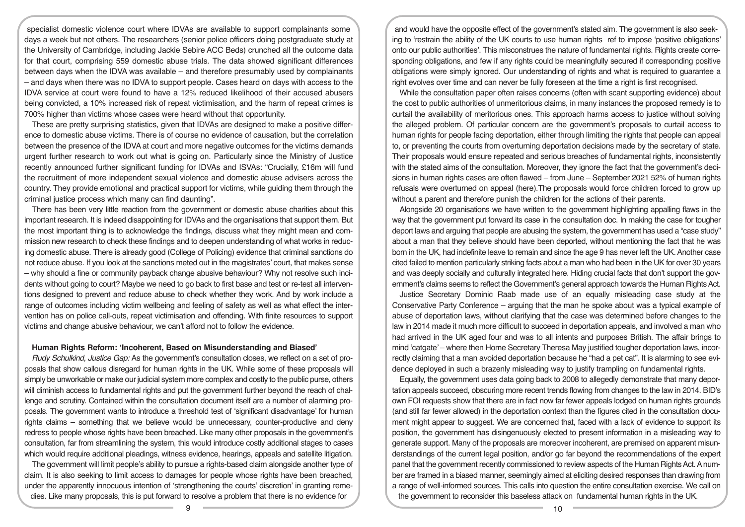specialist domestic violence court where IDVAs are available to support complainants some days a week but not others. The researchers (senior police officers doing postgraduate study at the University of Cambridge, including Jackie Sebire ACC Beds) crunched all the outcome data for that court, comprising 559 domestic abuse trials. The data showed significant differences between days when the IDVA was available – and therefore presumably used by complainants – and days when there was no IDVA to support people. Cases heard on days with access to the IDVA service at court were found to have a 12% reduced likelihood of their accused abusers being convicted, a 10% increased risk of repeat victimisation, and the harm of repeat crimes is 700% higher than victims whose cases were heard without that opportunity.

These are pretty surprising statistics, given that IDVAs are designed to make a positive difference to domestic abuse victims. There is of course no evidence of causation, but the correlation between the presence of the IDVA at court and more negative outcomes for the victims demands urgent further research to work out what is going on. Particularly since the Ministry of Justice recently announced further significant funding for IDVAs and ISVAs: "Crucially, £16m will fund the recruitment of more independent sexual violence and domestic abuse advisers across the country. They provide emotional and practical support for victims, while guiding them through the criminal justice process which many can find daunting".

There has been very little reaction from the government or domestic abuse charities about this important research. It is indeed disappointing for IDVAs and the organisations that support them. But the most important thing is to acknowledge the findings, discuss what they might mean and commission new research to check these findings and to deepen understanding of what works in reducing domestic abuse. There is already good (College of Policing) evidence that criminal sanctions do not reduce abuse. If you look at the sanctions meted out in the magistrates' court, that makes sense – why should a fine or community payback change abusive behaviour? Why not resolve such incidents without going to court? Maybe we need to go back to first base and test or re-test all interventions designed to prevent and reduce abuse to check whether they work. And by work include a range of outcomes including victim wellbeing and feeling of safety as well as what effect the intervention has on police call-outs, repeat victimisation and offending. With finite resources to support victims and change abusive behaviour, we can't afford not to follow the evidence.

## Human Rights Reform: 'Incoherent, Based on Misunderstanding and Biased'

*Rudy Schulkind, Justice Gap:* As the government's consultation closes, we reflect on a set of proposals that show callous disregard for human rights in the UK. While some of these proposals will simply be unworkable or make our judicial system more complex and costly to the public purse, others will diminish access to fundamental rights and put the government further beyond the reach of challenge and scrutiny. Contained within the consultation document itself are a number of alarming proposals. The government wants to introduce a threshold test of 'significant disadvantage' for human rights claims – something that we believe would be unnecessary, counter-productive and deny redress to people whose rights have been breached. Like many other proposals in the government's consultation, far from streamlining the system, this would introduce costly additional stages to cases which would require additional pleadings, witness evidence, hearings, appeals and satellite litigation.

The government will limit people's ability to pursue a rights-based claim alongside another type of claim. It is also seeking to limit access to damages for people whose rights have been breached, under the apparently innocuous intention of 'strengthening the courts' discretion' in granting remedies. Like many proposals, this is put forward to resolve a problem that there is no evidence for and would have the opposite effect of the government's stated aim. The government is also seeking to 'restrain the ability of the UK courts to use human rights ref to impose 'positive obligations' onto our public authorities'. This misconstrues the nature of fundamental rights. Rights create corresponding obligations, and few if any rights could be meaningfully secured if corresponding positive obligations were simply ignored. Our understanding of rights and what is required to guarantee a right evolves over time and can never be fully foreseen at the time a right is first recognised.

While the consultation paper often raises concerns (often with scant supporting evidence) about the cost to public authorities of unmeritorious claims, in many instances the proposed remedy is to curtail the availability of meritorious ones. This approach harms access to justice without solving the alleged problem. Of particular concern are the government's proposals to curtail access to human rights for people facing deportation, either through limiting the rights that people can appeal to, or preventing the courts from overturning deportation decisions made by the secretary of state. Their proposals would ensure repeated and serious breaches of fundamental rights, inconsistently with the stated aims of the consultation. Moreover, they ignore the fact that the government's decisions in human rights cases are often flawed – from June – September 2021 52% of human rights refusals were overturned on appeal (here).The proposals would force children forced to grow up without a parent and therefore punish the children for the actions of their parents.

Alongside 20 organisations we have written to the government highlighting appalling flaws in the way that the government put forward its case in the consultation doc. In making the case for tougher deport laws and arguing that people are abusing the system, the government has used a "case study" about a man that they believe should have been deported, without mentioning the fact that he was born in the UK, had indefinite leave to remain and since the age 9 has never left the UK. Another case cited failed to mention particularly striking facts about a man who had been in the UK for over 30 years and was deeply socially and culturally integrated here. Hiding crucial facts that don't support the government's claims seems to reflect the Government's general approach towards the Human Rights Act.

Justice Secretary Dominic Raab made use of an equally misleading case study at the Conservative Party Conference – arguing that the man he spoke about was a typical example of abuse of deportation laws, without clarifying that the case was determined before changes to the law in 2014 made it much more difficult to succeed in deportation appeals, and involved a man who had arrived in the UK aged four and was to all intents and purposes British. The affair brings to mind 'catgate' – where then Home Secretary Theresa May justified tougher deportation laws, incorrectly claiming that a man avoided deportation because he "had a pet cat". It is alarming to see evidence deployed in such a brazenly misleading way to justify trampling on fundamental rights.

Equally, the government uses data going back to 2008 to allegedly demonstrate that many deportation appeals succeed, obscuring more recent trends flowing from changes to the law in 2014. BID's own FOI requests show that there are in fact now far fewer appeals lodged on human rights grounds (and still far fewer allowed) in the deportation context than the figures cited in the consultation document might appear to suggest. We are concerned that, faced with a lack of evidence to support its position, the government has disingenuously elected to present information in a misleading way to generate support. Many of the proposals are moreover incoherent, are premised on apparent misunderstandings of the current legal position, and/or go far beyond the recommendations of the expert panel that the government recently commissioned to review aspects of the Human Rights Act. A number are framed in a biased manner, seemingly aimed at eliciting desired responses than drawing from a range of well-informed sources. This calls into question the entire consultation exercise. We call on the government to reconsider this baseless attack on fundamental human rights in the UK.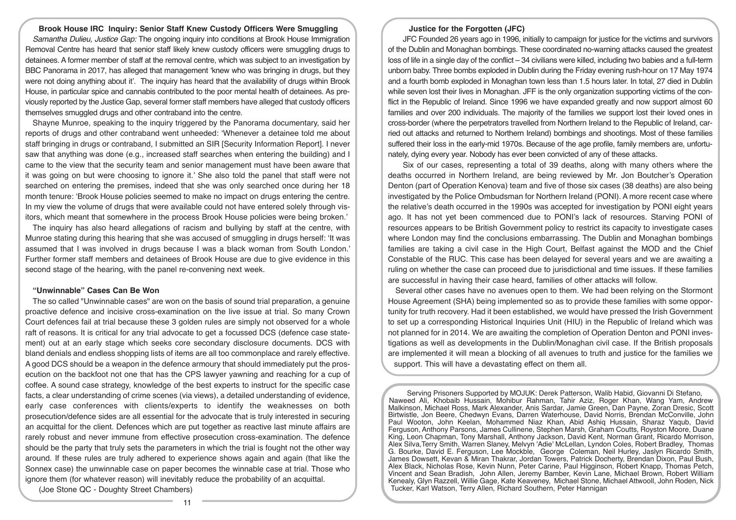### Brook House IRC Inquiry: Senior Staff Knew Custody Officers Were Smuggling

*Samantha Dulieu, Justice Gap:* The ongoing inquiry into conditions at Brook House Immigration Removal Centre has heard that senior staff likely knew custody officers were smuggling drugs to detainees. A former member of staff at the removal centre, which was subject to an investigation by BBC Panorama in 2017, has alleged that management 'knew who was bringing in drugs, but they were not doing anything about it'. The inquiry has heard that the availability of drugs within Brook House, in particular spice and cannabis contributed to the poor mental health of detainees. As previously reported by the Justice Gap, several former staff members have alleged that custody officers themselves smuggled drugs and other contraband into the centre.

Shayne Munroe, speaking to the inquiry triggered by the Panorama documentary, said her reports of drugs and other contraband went unheeded: 'Whenever a detainee told me about staff bringing in drugs or contraband, I submitted an SIR [Security Information Report]. I never saw that anything was done (e.g., increased staff searches when entering the building) and I came to the view that the security team and senior management must have been aware that it was going on but were choosing to ignore it.' She also told the panel that staff were not searched on entering the premises, indeed that she was only searched once during her 18 month tenure: 'Brook House policies seemed to make no impact on drugs entering the centre. In my view the volume of drugs that were available could not have entered solely through visitors, which meant that somewhere in the process Brook House policies were being broken.'

The inquiry has also heard allegations of racism and bullying by staff at the centre, with Munroe stating during this hearing that she was accused of smuggling in drugs herself: 'It was assumed that I was involved in drugs because I was a black woman from South London.' Further former staff members and detainees of Brook House are due to give evidence in this second stage of the hearing, with the panel re-convening next week.

### "Unwinnable" Cases Can Be Won

The so called "Unwinnable cases" are won on the basis of sound trial preparation, a genuine proactive defence and incisive cross-examination on the live issue at trial. So many Crown Court defences fail at trial because these 3 golden rules are simply not observed for a whole raft of reasons. It is critical for any trial advocate to get a focussed DCS (defence case statement) out at an early stage which seeks core secondary disclosure documents. DCS with bland denials and endless shopping lists of items are all too commonplace and rarely effective. A good DCS should be a weapon in the defence armoury that should immediately put the prosecution on the backfoot not one that has the CPS lawyer yawning and reaching for a cup of coffee. A sound case strategy, knowledge of the best experts to instruct for the specific case facts, a clear understanding of crime scenes (via views), a detailed understanding of evidence, early case conferences with clients/experts to identify the weaknesses on both prosecution/defence sides are all essential for the advocate that is truly interested in securing an acquittal for the client. Defences which are put together as reactive last minute affairs are rarely robust and never immune from effective prosecution cross-examination. The defence should be the party that truly sets the parameters in which the trial is fought not the other way around. If these rules are truly adhered to experience shows again and again (that like the Sonnex case) the unwinnable case on paper becomes the winnable case at trial. Those who ignore them (for whatever reason) will inevitably reduce the probability of an acquittal.

(Joe Stone QC - Doughty Street Chambers)

### Justice for the Forgotten (JFC)

JFC Founded 26 years ago in 1996, initially to campaign for justice for the victims and survivors of the Dublin and Monaghan bombings. These coordinated no-warning attacks caused the greatest loss of life in a single day of the conflict – 34 civilians were killed, including two babies and a full-term unborn baby. Three bombs exploded in Dublin during the Friday evening rush-hour on 17 May 1974 and a fourth bomb exploded in Monaghan town less than 1.5 hours later. In total, 27 died in Dublin while seven lost their lives in Monaghan. JFF is the only organization supporting victims of the conflict in the Republic of Ireland. Since 1996 we have expanded greatly and now support almost 60 families and over 200 individuals. The majority of the families we support lost their loved ones in cross-border (where the perpetrators travelled from Northern Ireland to the Republic of Ireland, carried out attacks and returned to Northern Ireland) bombings and shootings. Most of these families suffered their loss in the early-mid 1970s. Because of the age profile, family members are, unfortunately, dying every year. Nobody has ever been convicted of any of these attacks.

Six of our cases, representing a total of 39 deaths, along with many others where the deaths occurred in Northern Ireland, are being reviewed by Mr. Jon Boutcher's Operation Denton (part of Operation Kenova) team and five of those six cases (38 deaths) are also being investigated by the Police Ombudsman for Northern Ireland (PONI). A more recent case where the relative's death occurred in the 1990s was accepted for investigation by PONI eight years ago. It has not yet been commenced due to PONI's lack of resources. Starving PONI of resources appears to be British Government policy to restrict its capacity to investigate cases where London may find the conclusions embarrassing. The Dublin and Monaghan bombings families are taking a civil case in the High Court, Belfast against the MOD and the Chief Constable of the RUC. This case has been delayed for several years and we are awaiting a ruling on whether the case can proceed due to jurisdictional and time issues. If these families are successful in having their case heard, families of other attacks will follow.

Several other cases have no avenues open to them. We had been relying on the Stormont House Agreement (SHA) being implemented so as to provide these families with some opportunity for truth recovery. Had it been established, we would have pressed the Irish Government to set up a corresponding Historical Inquiries Unit (HIU) in the Republic of Ireland which was not planned for in 2014. We are awaiting the completion of Operation Denton and PONI investigations as well as developments in the Dublin/Monaghan civil case. If the British proposals are implemented it will mean a blocking of all avenues to truth and justice for the families we support. This will have a devastating effect on them all.

Serving Prisoners Supported by MOJUK: Derek Patterson, Walib Habid, Giovanni Di Stefano, Naweed Ali, Khobaib Hussain, Mohibur Rahman, Tahir Aziz, Roger Khan, Wang Yam, Andrew Malkinson, Michael Ross, Mark Alexander, Anis Sardar, Jamie Green, Dan Payne, Zoran Dresic, Scott Birtwistle, Jon Beere, Chedwyn Evans, Darren Waterhouse, David Norris, Brendan McConville, John Paul Wooton, John Keelan, Mohammed Niaz Khan, Abid Ashiq Hussain, Sharaz Yaqub, David Ferguson, Anthony Parsons, James Cullinene, Stephen Marsh, Graham Coutts, Royston Moore, Duane King, Leon Chapman, Tony Marshall, Anthony Jackson, David Kent, Norman Grant, Ricardo Morrison, Alex Silva,Terry Smith, Warren Slaney, Melvyn 'Adie' McLellan, Lyndon Coles, Robert Bradley, Thomas G. Bourke, David E. Ferguson, Lee Mockble, George Coleman, Neil Hurley, Jaslyn Ricardo Smith, James Dowsett, Kevan & Miran Thakrar, Jordan Towers, Patrick Docherty, Brendan Dixon, Paul Bush, Alex Black, Nicholas Rose, Kevin Nunn, Peter Carine, Paul Higginson, Robert Knapp, Thomas Petch, Vincent and Sean Bradish, John Allen, Jeremy Bamber, Kevin Lane, Michael Brown, Robert William Kenealy, Glyn Razzell, Willie Gage, Kate Keaveney, Michael Stone, Michael Attwooll, John Roden, Nick Tucker, Karl Watson, Terry Allen, Richard Southern, Peter Hannigan